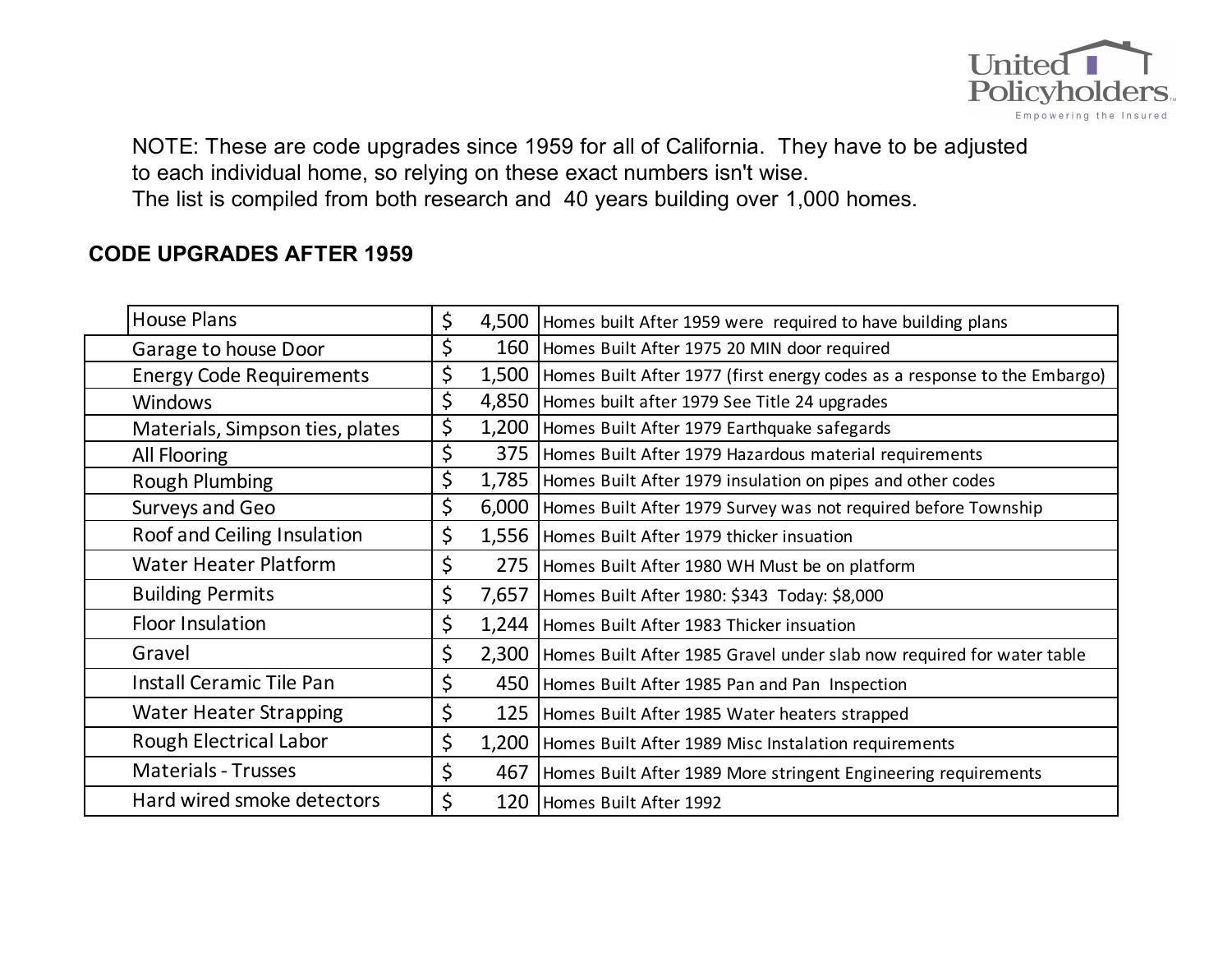United Policyholders — Empowering the Insured

NOTE: These are code upgrades since 1959 for all of California. They have to be adjusted to each individual home, so relying on these exact numbers isn't wise.
The list is compiled from both research and 40 years building over 1,000 homes.

## CODE UPGRADES AFTER 1959

| Item | Cost | Notes |
|---|---|---|
| House Plans | $ 4,500 | Homes built After 1959 were required to have building plans |
| Garage to house Door | $ 160 | Homes Built After 1975 20 MIN door required |
| Energy Code Requirements | $ 1,500 | Homes Built After 1977 (first energy codes as a response to the Embargo) |
| Windows | $ 4,850 | Homes built after 1979 See Title 24 upgrades |
| Materials, Simpson ties, plates | $ 1,200 | Homes Built After 1979 Earthquake safegards |
| All Flooring | $ 375 | Homes Built After 1979 Hazardous material requirements |
| Rough Plumbing | $ 1,785 | Homes Built After 1979 insulation on pipes and other codes |
| Surveys and Geo | $ 6,000 | Homes Built After 1979 Survey was not required before Township |
| Roof and Ceiling Insulation | $ 1,556 | Homes Built After 1979 thicker insuation |
| Water Heater Platform | $ 275 | Homes Built After 1980 WH Must be on platform |
| Building Permits | $ 7,657 | Homes Built After 1980: $343 Today: $8,000 |
| Floor Insulation | $ 1,244 | Homes Built After 1983 Thicker insuation |
| Gravel | $ 2,300 | Homes Built After 1985 Gravel under slab now required for water table |
| Install Ceramic Tile Pan | $ 450 | Homes Built After 1985 Pan and Pan Inspection |
| Water Heater Strapping | $ 125 | Homes Built After 1985 Water heaters strapped |
| Rough Electrical Labor | $ 1,200 | Homes Built After 1989 Misc Instalation requirements |
| Materials - Trusses | $ 467 | Homes Built After 1989 More stringent Engineering requirements |
| Hard wired smoke detectors | $ 120 | Homes Built After 1992 |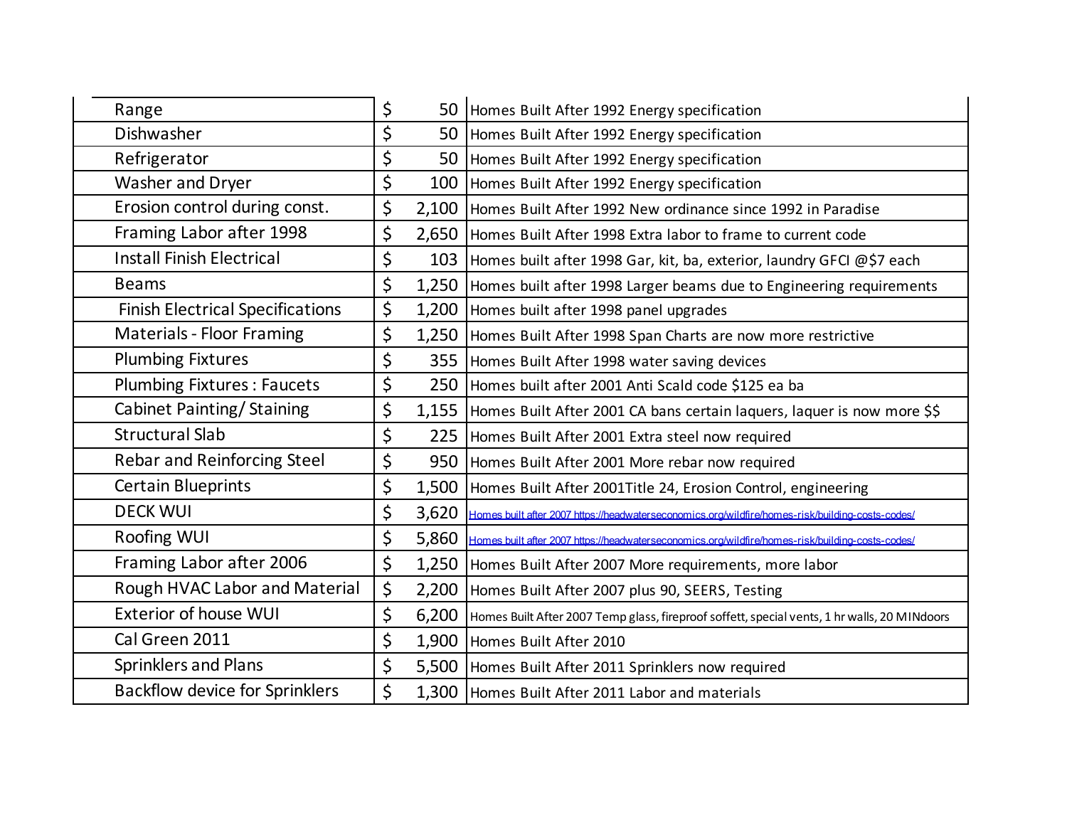| | | |
|---|---|---|
| Range | $ 50 | Homes Built After 1992 Energy specification |
| Dishwasher | $ 50 | Homes Built After 1992 Energy specification |
| Refrigerator | $ 50 | Homes Built After 1992 Energy specification |
| Washer and Dryer | $ 100 | Homes Built After 1992 Energy specification |
| Erosion control during const. | $ 2,100 | Homes Built After 1992 New ordinance since 1992 in Paradise |
| Framing Labor after 1998 | $ 2,650 | Homes Built After 1998 Extra labor to frame to current code |
| Install Finish Electrical | $ 103 | Homes built after 1998 Gar, kit, ba, exterior, laundry GFCI @$7 each |
| Beams | $ 1,250 | Homes built after 1998 Larger beams due to Engineering requirements |
| Finish Electrical Specifications | $ 1,200 | Homes built after 1998 panel upgrades |
| Materials - Floor Framing | $ 1,250 | Homes Built After 1998 Span Charts are now more restrictive |
| Plumbing Fixtures | $ 355 | Homes Built After 1998 water saving devices |
| Plumbing Fixtures : Faucets | $ 250 | Homes built after 2001 Anti Scald code $125 ea ba |
| Cabinet Painting/ Staining | $ 1,155 | Homes Built After 2001 CA bans certain laquers, laquer is now more $$ |
| Structural Slab | $ 225 | Homes Built After 2001 Extra steel now required |
| Rebar and Reinforcing Steel | $ 950 | Homes Built After 2001 More rebar now required |
| Certain Blueprints | $ 1,500 | Homes Built After 2001Title 24, Erosion Control, engineering |
| DECK WUI | $ 3,620 | Homes built after 2007 https://headwaterseconomics.org/wildfire/homes-risk/building-costs-codes/ |
| Roofing WUI | $ 5,860 | Homes built after 2007 https://headwaterseconomics.org/wildfire/homes-risk/building-costs-codes/ |
| Framing Labor after 2006 | $ 1,250 | Homes Built After 2007 More requirements, more labor |
| Rough HVAC Labor and Material | $ 2,200 | Homes Built After 2007 plus 90, SEERS, Testing |
| Exterior of house WUI | $ 6,200 | Homes Built After 2007 Temp glass, fireproof soffett, special vents, 1 hr walls, 20 MINdoors |
| Cal Green 2011 | $ 1,900 | Homes Built After 2010 |
| Sprinklers and Plans | $ 5,500 | Homes Built After 2011 Sprinklers now required |
| Backflow device for Sprinklers | $ 1,300 | Homes Built After 2011 Labor and materials |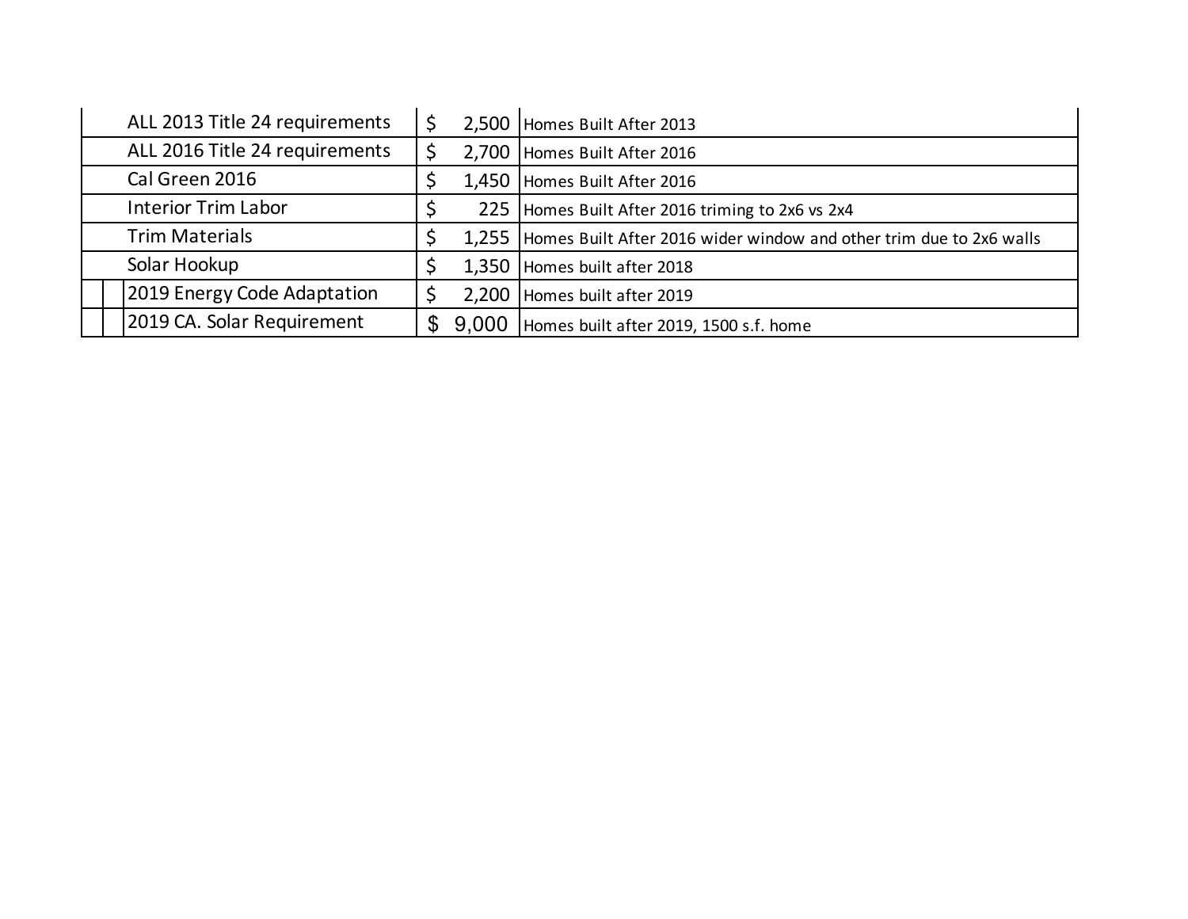| | | |
|---|---|---|
| ALL 2013 Title 24 requirements | $ 2,500 | Homes Built After 2013 |
| ALL 2016 Title 24 requirements | $ 2,700 | Homes Built After 2016 |
| Cal Green 2016 | $ 1,450 | Homes Built After 2016 |
| Interior Trim Labor | $ 225 | Homes Built After 2016 triming to 2x6 vs 2x4 |
| Trim Materials | $ 1,255 | Homes Built After 2016 wider window and other trim due to 2x6 walls |
| Solar Hookup | $ 1,350 | Homes built after 2018 |
| 2019 Energy Code Adaptation | $ 2,200 | Homes built after 2019 |
| 2019 CA. Solar Requirement | $ 9,000 | Homes built after 2019, 1500 s.f. home |